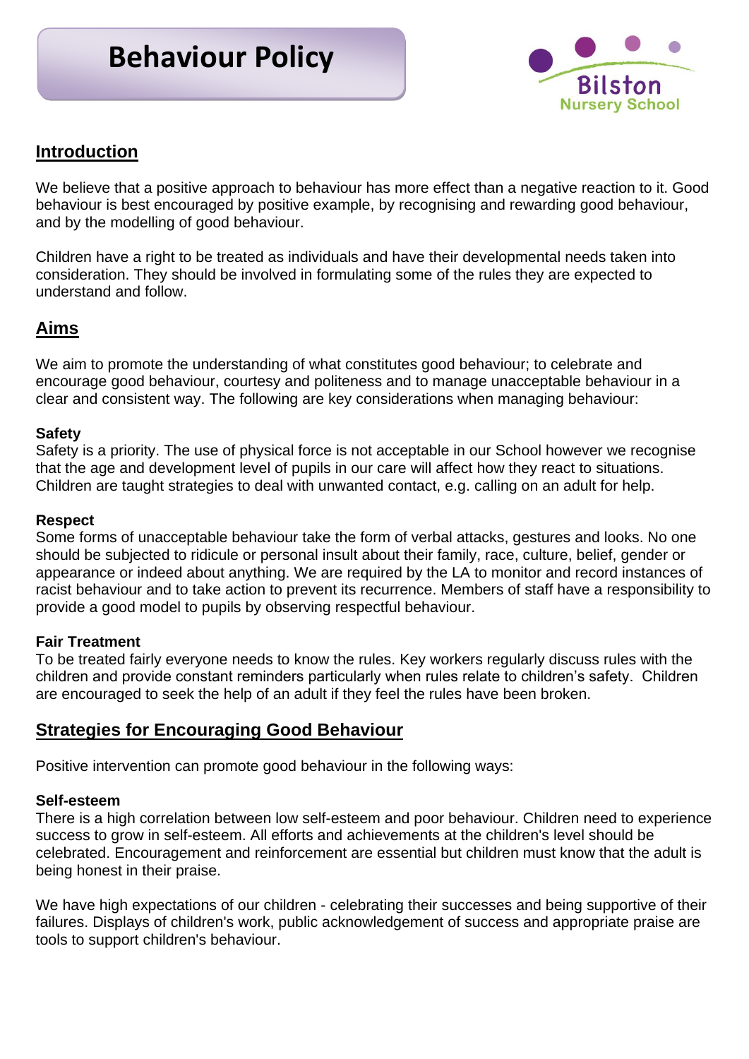# Behaviour Policy

Bilston Nursery School

## Introduction

We believe that a positive approach to behaviour has more effect than a negative reaction to it. Good behaviour is best encouraged by positive example, by recognising and rewarding good behaviour, and by the modelling of good behaviour.

Children have a right to be treated as individuals and have their developmental needs taken into consideration. They should be involved in formulating some of the rules they are expected to understand and follow.

## Aims

We aim to promote the understanding of what constitutes good behaviour; to celebrate and encourage good behaviour, courtesy and politeness and to manage unacceptable behaviour in a clear and consistent way. The following are key considerations when managing behaviour:

**Safety**
Safety is a priority. The use of physical force is not acceptable in our School however we recognise that the age and development level of pupils in our care will affect how they react to situations. Children are taught strategies to deal with unwanted contact, e.g. calling on an adult for help.

**Respect**
Some forms of unacceptable behaviour take the form of verbal attacks, gestures and looks. No one should be subjected to ridicule or personal insult about their family, race, culture, belief, gender or appearance or indeed about anything. We are required by the LA to monitor and record instances of racist behaviour and to take action to prevent its recurrence. Members of staff have a responsibility to provide a good model to pupils by observing respectful behaviour.

**Fair Treatment**
To be treated fairly everyone needs to know the rules. Key workers regularly discuss rules with the children and provide constant reminders particularly when rules relate to children's safety. Children are encouraged to seek the help of an adult if they feel the rules have been broken.

## Strategies for Encouraging Good Behaviour

Positive intervention can promote good behaviour in the following ways:

**Self-esteem**
There is a high correlation between low self-esteem and poor behaviour. Children need to experience success to grow in self-esteem. All efforts and achievements at the children's level should be celebrated. Encouragement and reinforcement are essential but children must know that the adult is being honest in their praise.

We have high expectations of our children - celebrating their successes and being supportive of their failures. Displays of children's work, public acknowledgement of success and appropriate praise are tools to support children's behaviour.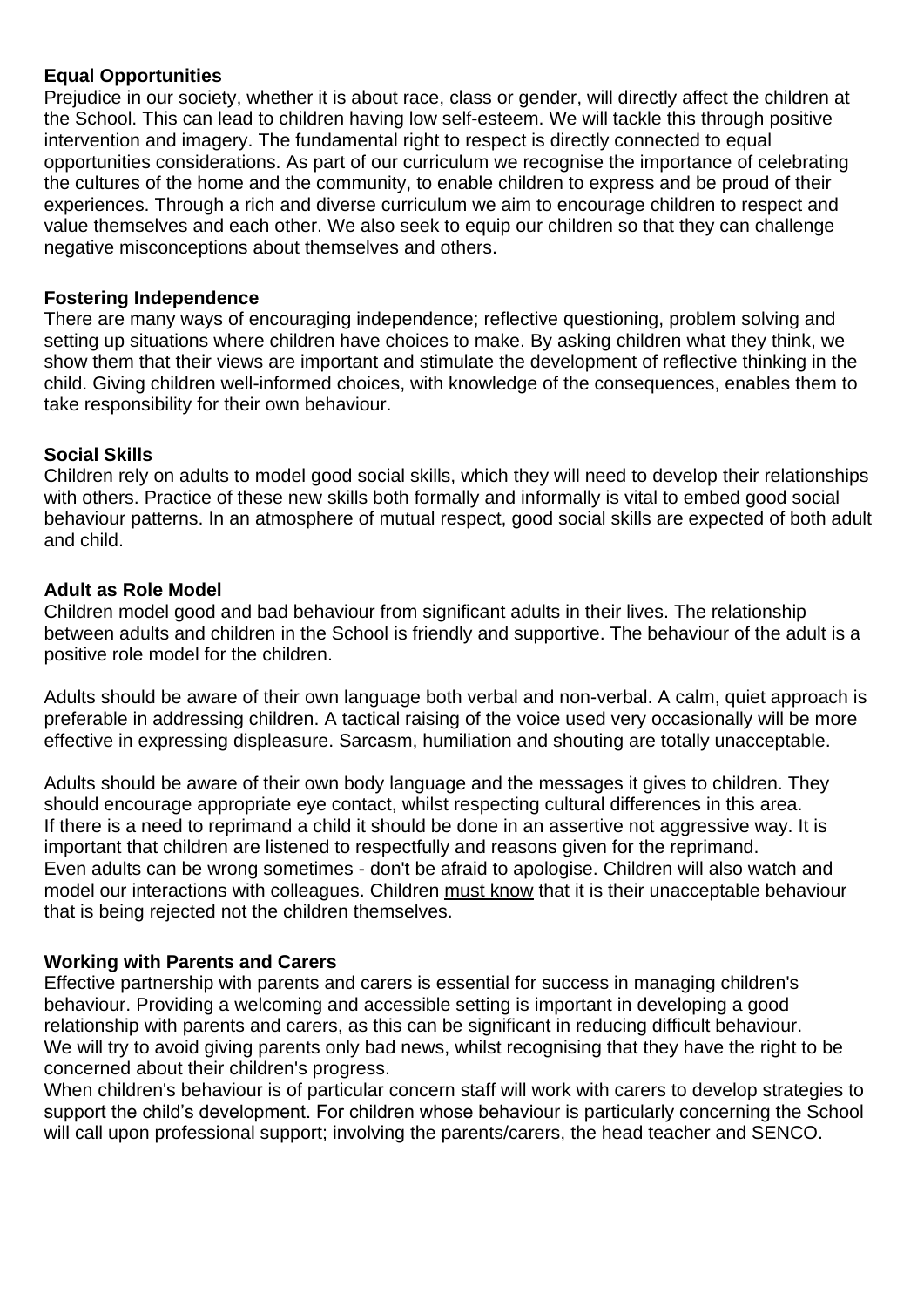**Equal Opportunities**

Prejudice in our society, whether it is about race, class or gender, will directly affect the children at the School. This can lead to children having low self-esteem. We will tackle this through positive intervention and imagery. The fundamental right to respect is directly connected to equal opportunities considerations. As part of our curriculum we recognise the importance of celebrating the cultures of the home and the community, to enable children to express and be proud of their experiences. Through a rich and diverse curriculum we aim to encourage children to respect and value themselves and each other. We also seek to equip our children so that they can challenge negative misconceptions about themselves and others.

**Fostering Independence**

There are many ways of encouraging independence; reflective questioning, problem solving and setting up situations where children have choices to make. By asking children what they think, we show them that their views are important and stimulate the development of reflective thinking in the child. Giving children well-informed choices, with knowledge of the consequences, enables them to take responsibility for their own behaviour.

**Social Skills**

Children rely on adults to model good social skills, which they will need to develop their relationships with others. Practice of these new skills both formally and informally is vital to embed good social behaviour patterns. In an atmosphere of mutual respect, good social skills are expected of both adult and child.

**Adult as Role Model**

Children model good and bad behaviour from significant adults in their lives. The relationship between adults and children in the School is friendly and supportive. The behaviour of the adult is a positive role model for the children.

Adults should be aware of their own language both verbal and non-verbal. A calm, quiet approach is preferable in addressing children. A tactical raising of the voice used very occasionally will be more effective in expressing displeasure. Sarcasm, humiliation and shouting are totally unacceptable.

Adults should be aware of their own body language and the messages it gives to children. They should encourage appropriate eye contact, whilst respecting cultural differences in this area.
If there is a need to reprimand a child it should be done in an assertive not aggressive way. It is important that children are listened to respectfully and reasons given for the reprimand.
Even adults can be wrong sometimes - don't be afraid to apologise. Children will also watch and model our interactions with colleagues. Children must know that it is their unacceptable behaviour that is being rejected not the children themselves.

**Working with Parents and Carers**

Effective partnership with parents and carers is essential for success in managing children's behaviour. Providing a welcoming and accessible setting is important in developing a good relationship with parents and carers, as this can be significant in reducing difficult behaviour.
We will try to avoid giving parents only bad news, whilst recognising that they have the right to be concerned about their children's progress.
When children's behaviour is of particular concern staff will work with carers to develop strategies to support the child's development. For children whose behaviour is particularly concerning the School will call upon professional support; involving the parents/carers, the head teacher and SENCO.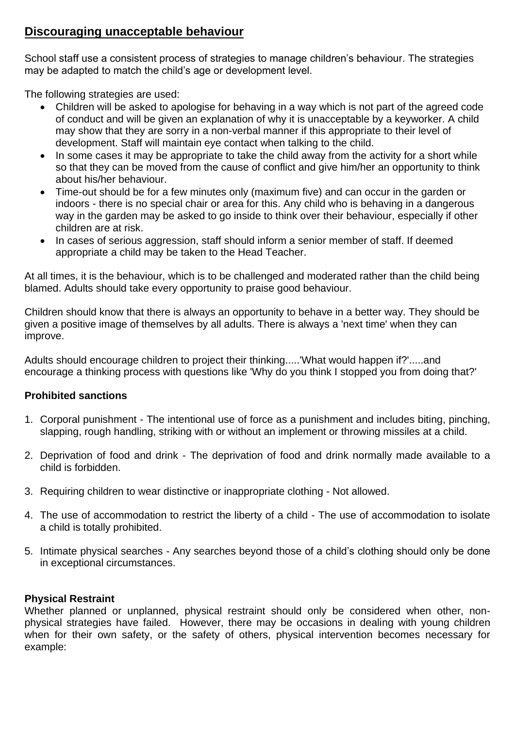## Discouraging unacceptable behaviour

School staff use a consistent process of strategies to manage children's behaviour. The strategies may be adapted to match the child's age or development level.

The following strategies are used:

- Children will be asked to apologise for behaving in a way which is not part of the agreed code of conduct and will be given an explanation of why it is unacceptable by a keyworker. A child may show that they are sorry in a non-verbal manner if this appropriate to their level of development. Staff will maintain eye contact when talking to the child.
- In some cases it may be appropriate to take the child away from the activity for a short while so that they can be moved from the cause of conflict and give him/her an opportunity to think about his/her behaviour.
- Time-out should be for a few minutes only (maximum five) and can occur in the garden or indoors - there is no special chair or area for this. Any child who is behaving in a dangerous way in the garden may be asked to go inside to think over their behaviour, especially if other children are at risk.
- In cases of serious aggression, staff should inform a senior member of staff. If deemed appropriate a child may be taken to the Head Teacher.

At all times, it is the behaviour, which is to be challenged and moderated rather than the child being blamed. Adults should take every opportunity to praise good behaviour.

Children should know that there is always an opportunity to behave in a better way. They should be given a positive image of themselves by all adults. There is always a 'next time' when they can improve.

Adults should encourage children to project their thinking.....'What would happen if?'.....and encourage a thinking process with questions like 'Why do you think I stopped you from doing that?'

**Prohibited sanctions**

1. Corporal punishment - The intentional use of force as a punishment and includes biting, pinching, slapping, rough handling, striking with or without an implement or throwing missiles at a child.

2. Deprivation of food and drink - The deprivation of food and drink normally made available to a child is forbidden.

3. Requiring children to wear distinctive or inappropriate clothing - Not allowed.

4. The use of accommodation to restrict the liberty of a child - The use of accommodation to isolate a child is totally prohibited.

5. Intimate physical searches - Any searches beyond those of a child's clothing should only be done in exceptional circumstances.

**Physical Restraint**

Whether planned or unplanned, physical restraint should only be considered when other, non-physical strategies have failed. However, there may be occasions in dealing with young children when for their own safety, or the safety of others, physical intervention becomes necessary for example: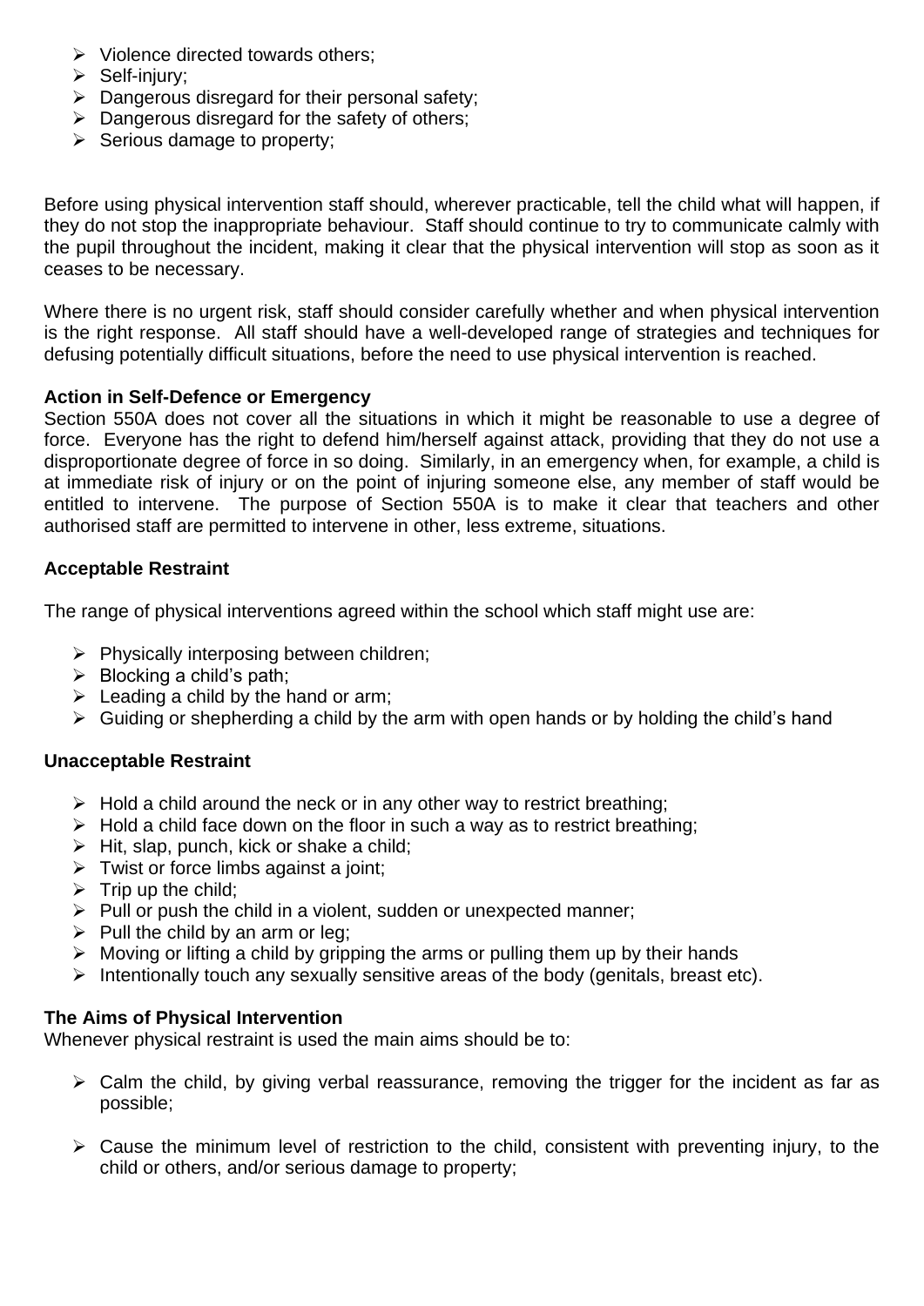- Violence directed towards others;
- Self-injury;
- Dangerous disregard for their personal safety;
- Dangerous disregard for the safety of others;
- Serious damage to property;

Before using physical intervention staff should, wherever practicable, tell the child what will happen, if they do not stop the inappropriate behaviour. Staff should continue to try to communicate calmly with the pupil throughout the incident, making it clear that the physical intervention will stop as soon as it ceases to be necessary.

Where there is no urgent risk, staff should consider carefully whether and when physical intervention is the right response. All staff should have a well-developed range of strategies and techniques for defusing potentially difficult situations, before the need to use physical intervention is reached.

**Action in Self-Defence or Emergency**

Section 550A does not cover all the situations in which it might be reasonable to use a degree of force. Everyone has the right to defend him/herself against attack, providing that they do not use a disproportionate degree of force in so doing. Similarly, in an emergency when, for example, a child is at immediate risk of injury or on the point of injuring someone else, any member of staff would be entitled to intervene. The purpose of Section 550A is to make it clear that teachers and other authorised staff are permitted to intervene in other, less extreme, situations.

**Acceptable Restraint**

The range of physical interventions agreed within the school which staff might use are:

- Physically interposing between children;
- Blocking a child's path;
- Leading a child by the hand or arm;
- Guiding or shepherding a child by the arm with open hands or by holding the child's hand

**Unacceptable Restraint**

- Hold a child around the neck or in any other way to restrict breathing;
- Hold a child face down on the floor in such a way as to restrict breathing;
- Hit, slap, punch, kick or shake a child;
- Twist or force limbs against a joint;
- Trip up the child;
- Pull or push the child in a violent, sudden or unexpected manner;
- Pull the child by an arm or leg;
- Moving or lifting a child by gripping the arms or pulling them up by their hands
- Intentionally touch any sexually sensitive areas of the body (genitals, breast etc).

**The Aims of Physical Intervention**

Whenever physical restraint is used the main aims should be to:

- Calm the child, by giving verbal reassurance, removing the trigger for the incident as far as possible;

- Cause the minimum level of restriction to the child, consistent with preventing injury, to the child or others, and/or serious damage to property;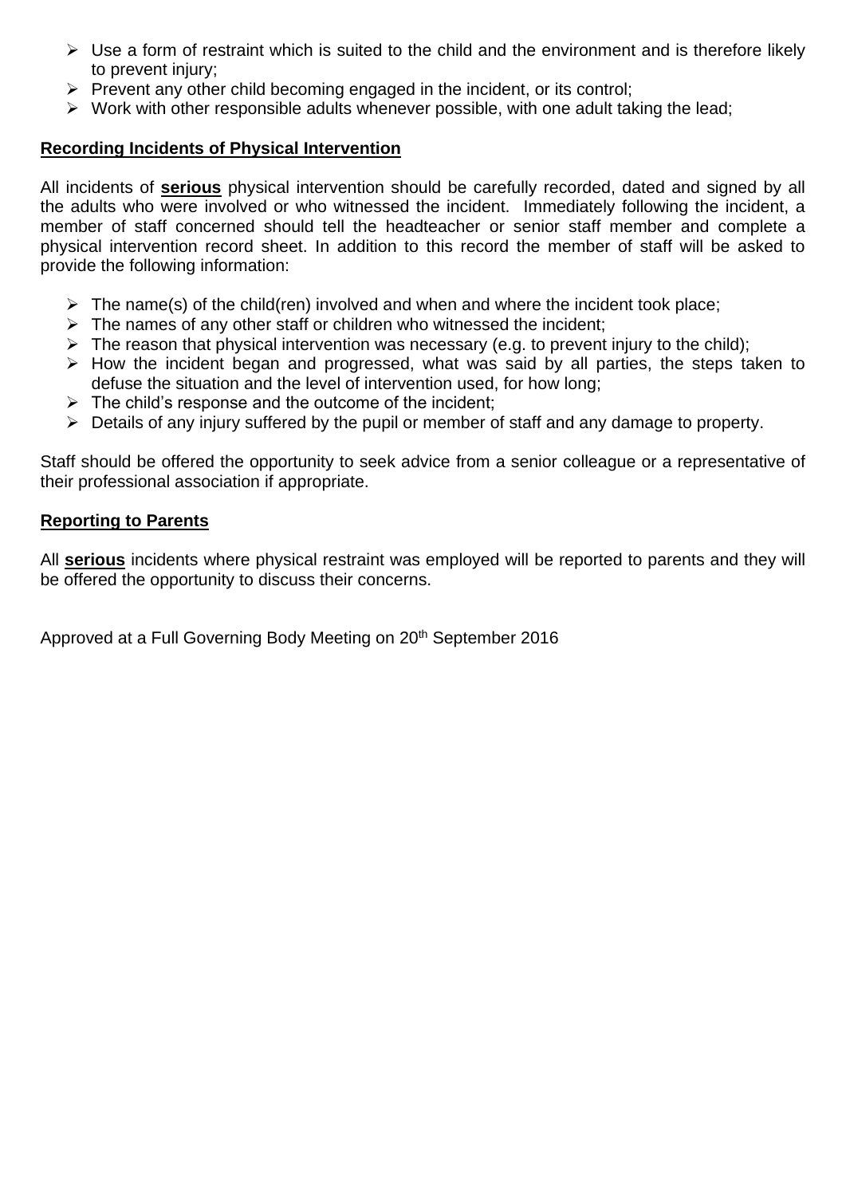- Use a form of restraint which is suited to the child and the environment and is therefore likely to prevent injury;
- Prevent any other child becoming engaged in the incident, or its control;
- Work with other responsible adults whenever possible, with one adult taking the lead;

**Recording Incidents of Physical Intervention**

All incidents of **serious** physical intervention should be carefully recorded, dated and signed by all the adults who were involved or who witnessed the incident. Immediately following the incident, a member of staff concerned should tell the headteacher or senior staff member and complete a physical intervention record sheet. In addition to this record the member of staff will be asked to provide the following information:

- The name(s) of the child(ren) involved and when and where the incident took place;
- The names of any other staff or children who witnessed the incident;
- The reason that physical intervention was necessary (e.g. to prevent injury to the child);
- How the incident began and progressed, what was said by all parties, the steps taken to defuse the situation and the level of intervention used, for how long;
- The child's response and the outcome of the incident;
- Details of any injury suffered by the pupil or member of staff and any damage to property.

Staff should be offered the opportunity to seek advice from a senior colleague or a representative of their professional association if appropriate.

**Reporting to Parents**

All **serious** incidents where physical restraint was employed will be reported to parents and they will be offered the opportunity to discuss their concerns.

Approved at a Full Governing Body Meeting on 20th September 2016